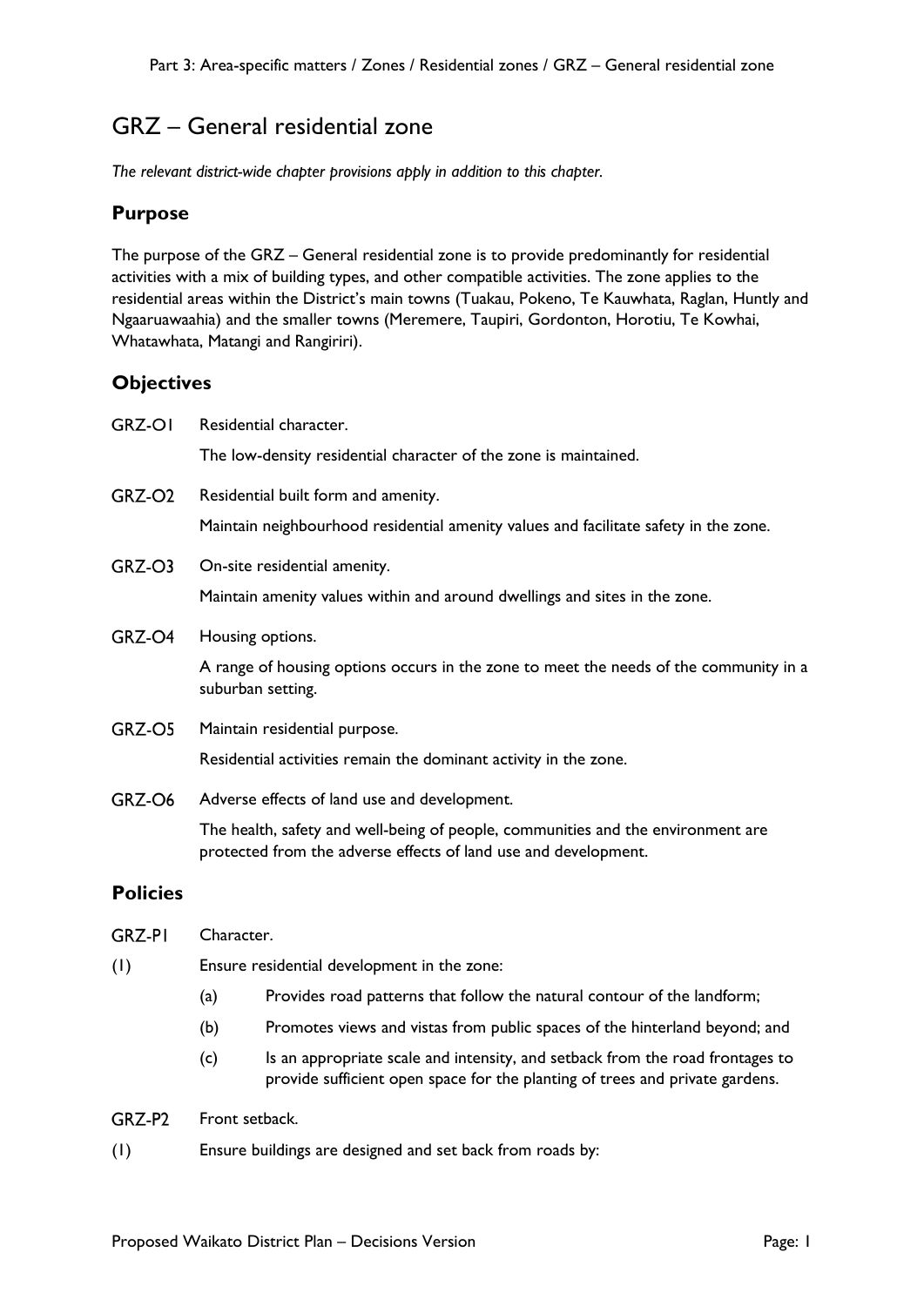# GRZ – General residential zone

*The relevant district-wide chapter provisions apply in addition to this chapter.*

## Purpose

The purpose of the GRZ – General residential zone is to provide predominantly for residential activities with a mix of building types, and other compatible activities. The zone applies to the residential areas within the District's main towns (Tuakau, Pokeno, Te Kauwhata, Raglan, Huntly and Ngaaruawaahia) and the smaller towns (Meremere, Taupiri, Gordonton, Horotiu, Te Kowhai, Whatawhata, Matangi and Rangiriri).

## Objectives

GRZ-O1 Residential character.

The low-density residential character of the zone is maintained.

GRZ-O2 Residential built form and amenity.

Maintain neighbourhood residential amenity values and facilitate safety in the zone.

GRZ-O3 On-site residential amenity.

Maintain amenity values within and around dwellings and sites in the zone.

GRZ-O4 Housing options.

A range of housing options occurs in the zone to meet the needs of the community in a suburban setting.

GRZ-O5 Maintain residential purpose.

Residential activities remain the dominant activity in the zone.

GRZ-O6 Adverse effects of land use and development.

The health, safety and well-being of people, communities and the environment are protected from the adverse effects of land use and development.

## Policies

GRZ-P1 Character.

(1) Ensure residential development in the zone:

- (a) Provides road patterns that follow the natural contour of the landform;
- (b) Promotes views and vistas from public spaces of the hinterland beyond; and
- (c) Is an appropriate scale and intensity, and setback from the road frontages to provide sufficient open space for the planting of trees and private gardens.

GRZ-P2 Front setback.

(1) Ensure buildings are designed and set back from roads by: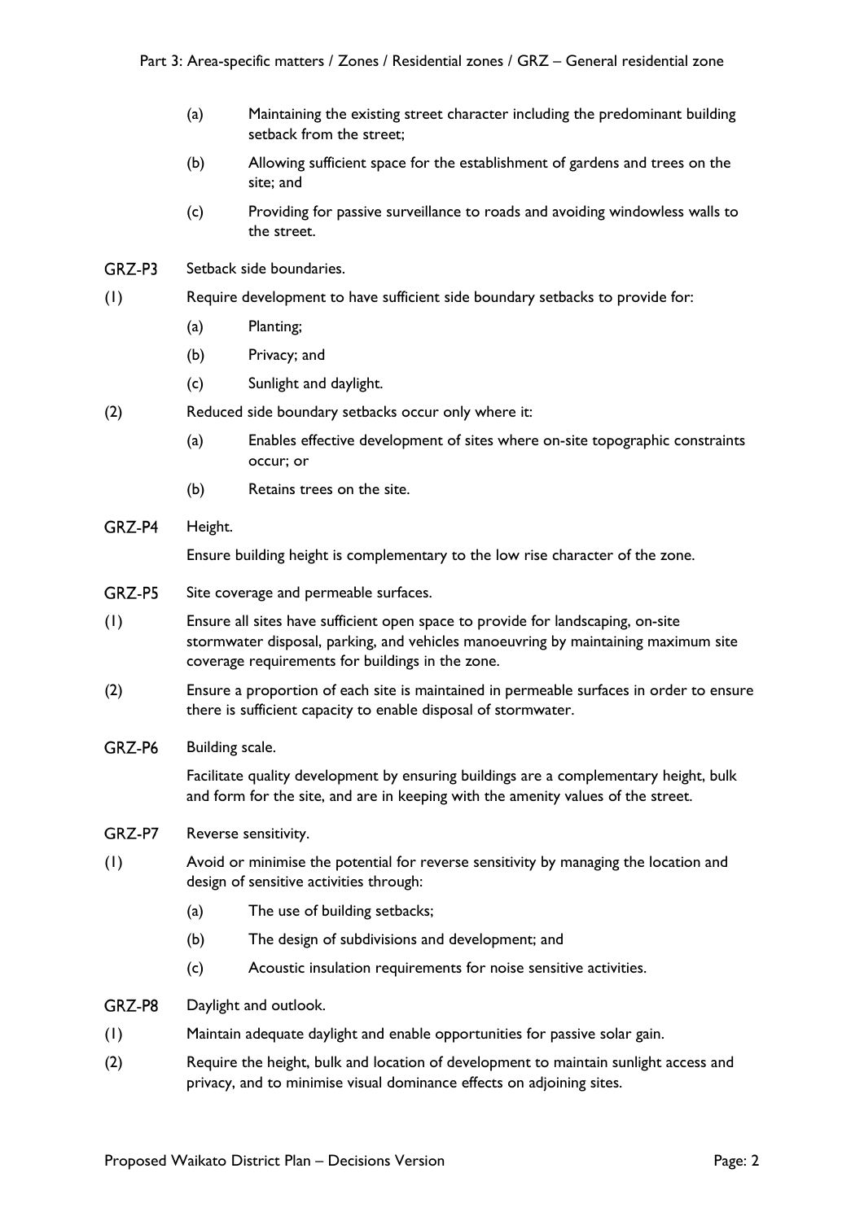(a) Maintaining the existing street character including the predominant building setback from the street;

(b) Allowing sufficient space for the establishment of gardens and trees on the site; and

(c) Providing for passive surveillance to roads and avoiding windowless walls to the street.

**GRZ-P3** Setback side boundaries.

(1) Require development to have sufficient side boundary setbacks to provide for:

- (a) Planting;
- (b) Privacy; and
- (c) Sunlight and daylight.

(2) Reduced side boundary setbacks occur only where it:

- (a) Enables effective development of sites where on-site topographic constraints occur; or
- (b) Retains trees on the site.

**GRZ-P4** Height.

Ensure building height is complementary to the low rise character of the zone.

**GRZ-P5** Site coverage and permeable surfaces.

(1) Ensure all sites have sufficient open space to provide for landscaping, on-site stormwater disposal, parking, and vehicles manoeuvring by maintaining maximum site coverage requirements for buildings in the zone.

(2) Ensure a proportion of each site is maintained in permeable surfaces in order to ensure there is sufficient capacity to enable disposal of stormwater.

**GRZ-P6** Building scale.

Facilitate quality development by ensuring buildings are a complementary height, bulk and form for the site, and are in keeping with the amenity values of the street.

**GRZ-P7** Reverse sensitivity.

(1) Avoid or minimise the potential for reverse sensitivity by managing the location and design of sensitive activities through:

- (a) The use of building setbacks;
- (b) The design of subdivisions and development; and
- (c) Acoustic insulation requirements for noise sensitive activities.

**GRZ-P8** Daylight and outlook.

(1) Maintain adequate daylight and enable opportunities for passive solar gain.

(2) Require the height, bulk and location of development to maintain sunlight access and privacy, and to minimise visual dominance effects on adjoining sites.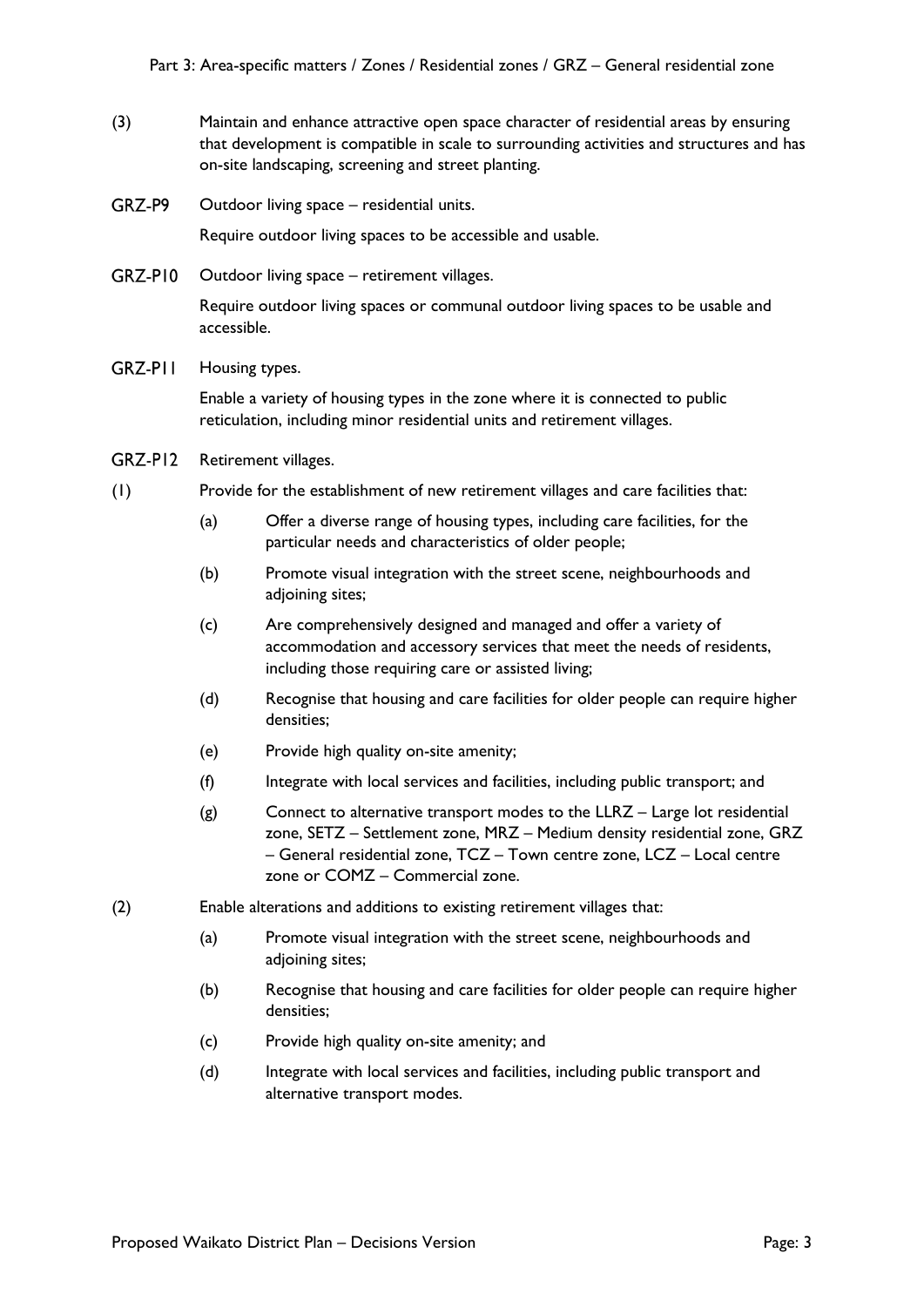(3) Maintain and enhance attractive open space character of residential areas by ensuring that development is compatible in scale to surrounding activities and structures and has on-site landscaping, screening and street planting.

**GRZ-P9** Outdoor living space – residential units.

Require outdoor living spaces to be accessible and usable.

**GRZ-P10** Outdoor living space – retirement villages.

Require outdoor living spaces or communal outdoor living spaces to be usable and accessible.

**GRZ-P11** Housing types.

Enable a variety of housing types in the zone where it is connected to public reticulation, including minor residential units and retirement villages.

**GRZ-P12** Retirement villages.

(1) Provide for the establishment of new retirement villages and care facilities that:

- (a) Offer a diverse range of housing types, including care facilities, for the particular needs and characteristics of older people;
- (b) Promote visual integration with the street scene, neighbourhoods and adjoining sites;
- (c) Are comprehensively designed and managed and offer a variety of accommodation and accessory services that meet the needs of residents, including those requiring care or assisted living;
- (d) Recognise that housing and care facilities for older people can require higher densities;
- (e) Provide high quality on-site amenity;
- (f) Integrate with local services and facilities, including public transport; and
- (g) Connect to alternative transport modes to the LLRZ – Large lot residential zone, SETZ – Settlement zone, MRZ – Medium density residential zone, GRZ – General residential zone, TCZ – Town centre zone, LCZ – Local centre zone or COMZ – Commercial zone.

(2) Enable alterations and additions to existing retirement villages that:

- (a) Promote visual integration with the street scene, neighbourhoods and adjoining sites;
- (b) Recognise that housing and care facilities for older people can require higher densities;
- (c) Provide high quality on-site amenity; and
- (d) Integrate with local services and facilities, including public transport and alternative transport modes.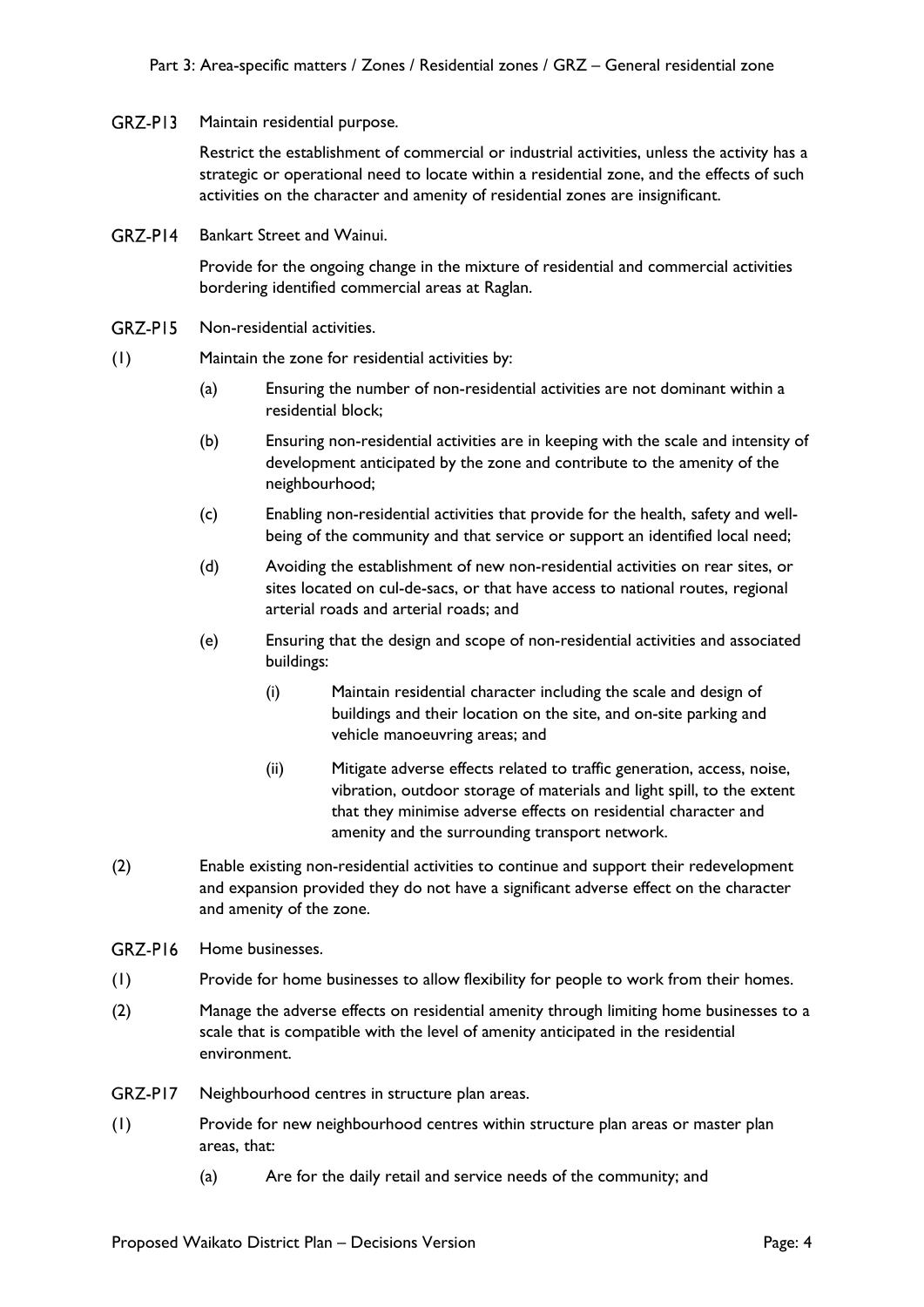GRZ-P13 Maintain residential purpose.

Restrict the establishment of commercial or industrial activities, unless the activity has a strategic or operational need to locate within a residential zone, and the effects of such activities on the character and amenity of residential zones are insignificant.

GRZ-P14 Bankart Street and Wainui.

Provide for the ongoing change in the mixture of residential and commercial activities bordering identified commercial areas at Raglan.

GRZ-P15 Non-residential activities.

(1) Maintain the zone for residential activities by:

- (a) Ensuring the number of non-residential activities are not dominant within a residential block;
- (b) Ensuring non-residential activities are in keeping with the scale and intensity of development anticipated by the zone and contribute to the amenity of the neighbourhood;
- (c) Enabling non-residential activities that provide for the health, safety and well-being of the community and that service or support an identified local need;
- (d) Avoiding the establishment of new non-residential activities on rear sites, or sites located on cul-de-sacs, or that have access to national routes, regional arterial roads and arterial roads; and
- (e) Ensuring that the design and scope of non-residential activities and associated buildings:
  - (i) Maintain residential character including the scale and design of buildings and their location on the site, and on-site parking and vehicle manoeuvring areas; and
  - (ii) Mitigate adverse effects related to traffic generation, access, noise, vibration, outdoor storage of materials and light spill, to the extent that they minimise adverse effects on residential character and amenity and the surrounding transport network.

(2) Enable existing non-residential activities to continue and support their redevelopment and expansion provided they do not have a significant adverse effect on the character and amenity of the zone.

GRZ-P16 Home businesses.

(1) Provide for home businesses to allow flexibility for people to work from their homes.

(2) Manage the adverse effects on residential amenity through limiting home businesses to a scale that is compatible with the level of amenity anticipated in the residential environment.

GRZ-P17 Neighbourhood centres in structure plan areas.

(1) Provide for new neighbourhood centres within structure plan areas or master plan areas, that:

- (a) Are for the daily retail and service needs of the community; and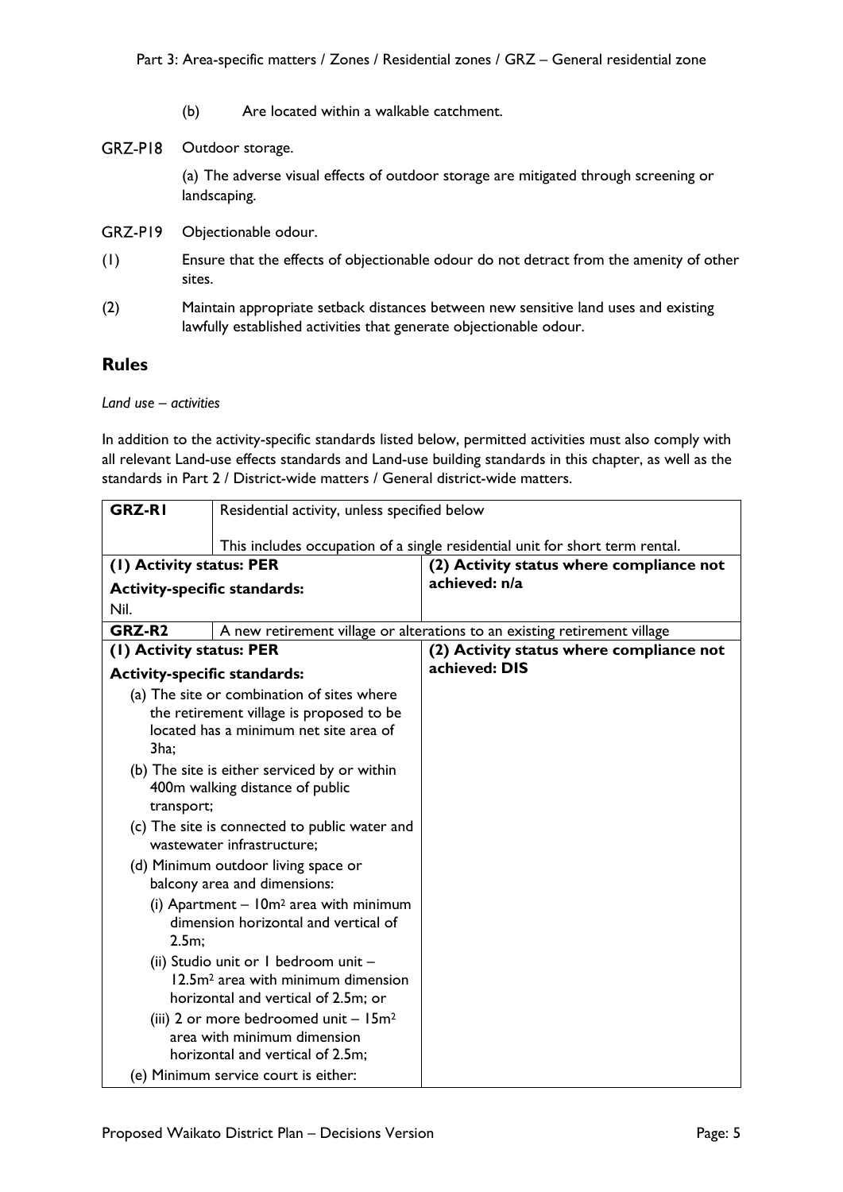(b) Are located within a walkable catchment.

GRZ-P18 Outdoor storage.

(a) The adverse visual effects of outdoor storage are mitigated through screening or landscaping.

GRZ-P19 Objectionable odour.

(1) Ensure that the effects of objectionable odour do not detract from the amenity of other sites.

(2) Maintain appropriate setback distances between new sensitive land uses and existing lawfully established activities that generate objectionable odour.

## Rules

*Land use – activities*

In addition to the activity-specific standards listed below, permitted activities must also comply with all relevant Land-use effects standards and Land-use building standards in this chapter, as well as the standards in Part 2 / District-wide matters / General district-wide matters.

| **GRZ-R1** | Residential activity, unless specified below<br><br>This includes occupation of a single residential unit for short term rental. |
|---|---|
| **(1) Activity status: PER**<br>**Activity-specific standards:**<br>Nil. | **(2) Activity status where compliance not achieved: n/a** |
| **GRZ-R2** | A new retirement village or alterations to an existing retirement village |
| **(1) Activity status: PER**<br>**Activity-specific standards:**<br>(a) The site or combination of sites where the retirement village is proposed to be located has a minimum net site area of 3ha;<br>(b) The site is either serviced by or within 400m walking distance of public transport;<br>(c) The site is connected to public water and wastewater infrastructure;<br>(d) Minimum outdoor living space or balcony area and dimensions:<br>(i) Apartment – 10m² area with minimum dimension horizontal and vertical of 2.5m;<br>(ii) Studio unit or 1 bedroom unit – 12.5m² area with minimum dimension horizontal and vertical of 2.5m; or<br>(iii) 2 or more bedroomed unit – 15m² area with minimum dimension horizontal and vertical of 2.5m;<br>(e) Minimum service court is either: | **(2) Activity status where compliance not achieved: DIS** |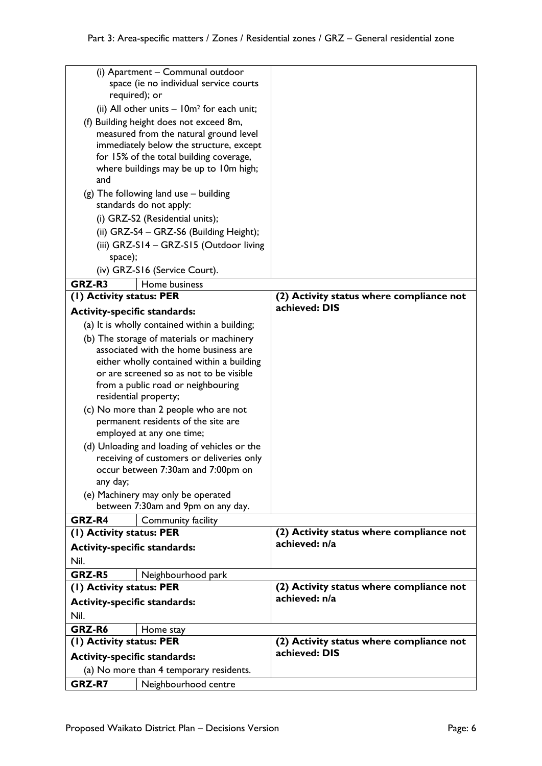| | | |
|---|---|---|
| (i) Apartment – Communal outdoor space (ie no individual service courts required); or<br>(ii) All other units – 10m² for each unit;<br>(f) Building height does not exceed 8m, measured from the natural ground level immediately below the structure, except for 15% of the total building coverage, where buildings may be up to 10m high; and<br>(g) The following land use – building standards do not apply:<br>(i) GRZ-S2 (Residential units);<br>(ii) GRZ-S4 – GRZ-S6 (Building Height);<br>(iii) GRZ-S14 – GRZ-S15 (Outdoor living space);<br>(iv) GRZ-S16 (Service Court). | | |
| **GRZ-R3** | Home business | |
| **(1) Activity status: PER**<br>**Activity-specific standards:**<br>(a) It is wholly contained within a building;<br>(b) The storage of materials or machinery associated with the home business are either wholly contained within a building or are screened so as not to be visible from a public road or neighbouring residential property;<br>(c) No more than 2 people who are not permanent residents of the site are employed at any one time;<br>(d) Unloading and loading of vehicles or the receiving of customers or deliveries only occur between 7:30am and 7:00pm on any day;<br>(e) Machinery may only be operated between 7:30am and 9pm on any day. | | **(2) Activity status where compliance not achieved: DIS** |
| **GRZ-R4** | Community facility | |
| **(1) Activity status: PER**<br>**Activity-specific standards:**<br>Nil. | | **(2) Activity status where compliance not achieved: n/a** |
| **GRZ-R5** | Neighbourhood park | |
| **(1) Activity status: PER**<br>**Activity-specific standards:**<br>Nil. | | **(2) Activity status where compliance not achieved: n/a** |
| **GRZ-R6** | Home stay | |
| **(1) Activity status: PER**<br>**Activity-specific standards:**<br>(a) No more than 4 temporary residents. | | **(2) Activity status where compliance not achieved: DIS** |
| **GRZ-R7** | Neighbourhood centre | |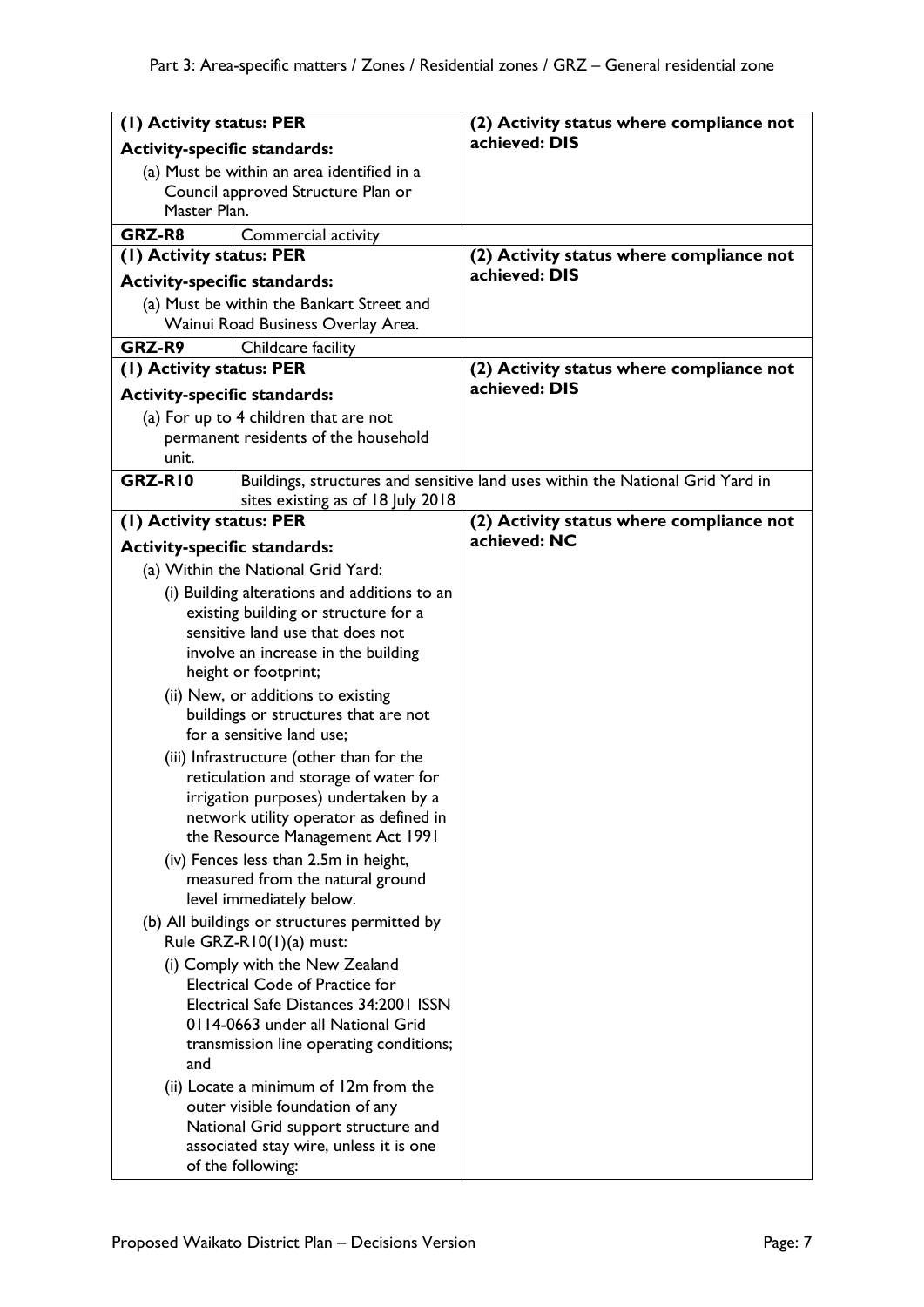| (1) Activity status: PER | (2) Activity status where compliance not achieved: DIS |
|---|---|
| **Activity-specific standards:**<br>(a) Must be within an area identified in a Council approved Structure Plan or Master Plan. | |
| **GRZ-R8** Commercial activity | |
| **(1) Activity status: PER**<br>**Activity-specific standards:**<br>(a) Must be within the Bankart Street and Wainui Road Business Overlay Area. | **(2) Activity status where compliance not achieved: DIS** |
| **GRZ-R9** Childcare facility | |
| **(1) Activity status: PER**<br>**Activity-specific standards:**<br>(a) For up to 4 children that are not permanent residents of the household unit. | **(2) Activity status where compliance not achieved: DIS** |
| **GRZ-R10** Buildings, structures and sensitive land uses within the National Grid Yard in sites existing as of 18 July 2018 | |
| **(1) Activity status: PER**<br>**Activity-specific standards:**<br>(a) Within the National Grid Yard:<br>(i) Building alterations and additions to an existing building or structure for a sensitive land use that does not involve an increase in the building height or footprint;<br>(ii) New, or additions to existing buildings or structures that are not for a sensitive land use;<br>(iii) Infrastructure (other than for the reticulation and storage of water for irrigation purposes) undertaken by a network utility operator as defined in the Resource Management Act 1991<br>(iv) Fences less than 2.5m in height, measured from the natural ground level immediately below.<br>(b) All buildings or structures permitted by Rule GRZ-R10(1)(a) must:<br>(i) Comply with the New Zealand Electrical Code of Practice for Electrical Safe Distances 34:2001 ISSN 0114-0663 under all National Grid transmission line operating conditions; and<br>(ii) Locate a minimum of 12m from the outer visible foundation of any National Grid support structure and associated stay wire, unless it is one of the following: | **(2) Activity status where compliance not achieved: NC** |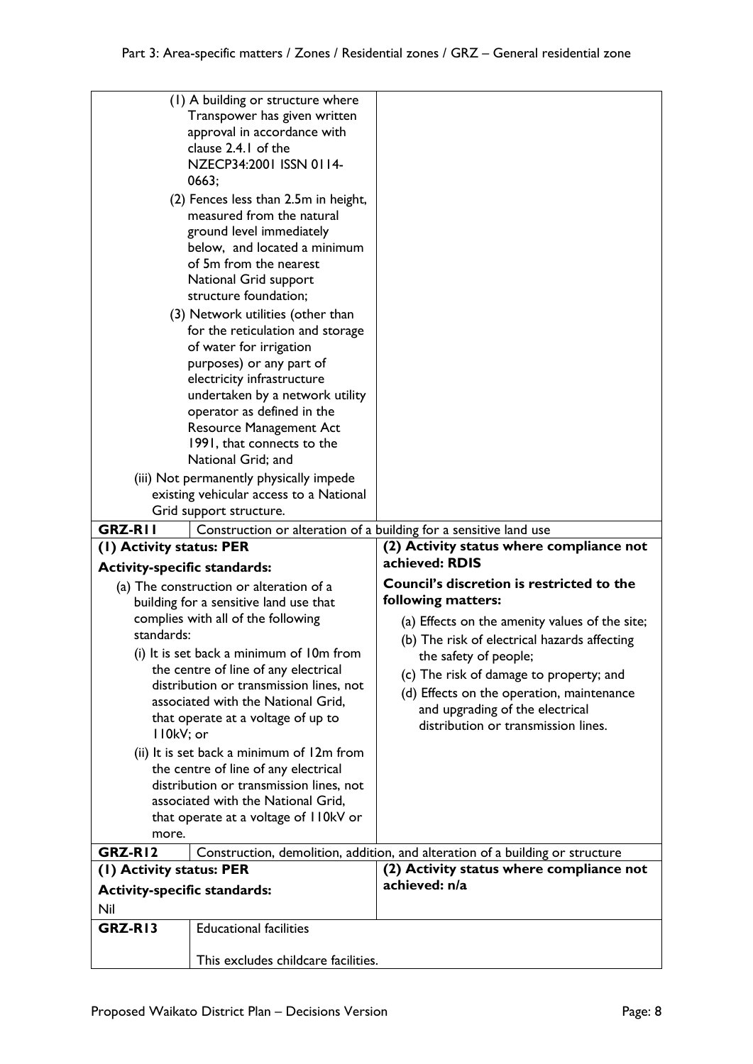| | |
|---|---|
| (1) A building or structure where Transpower has given written approval in accordance with clause 2.4.1 of the NZECP34:2001 ISSN 0114-0663;<br>(2) Fences less than 2.5m in height, measured from the natural ground level immediately below, and located a minimum of 5m from the nearest National Grid support structure foundation;<br>(3) Network utilities (other than for the reticulation and storage of water for irrigation purposes) or any part of electricity infrastructure undertaken by a network utility operator as defined in the Resource Management Act 1991, that connects to the National Grid; and<br>(iii) Not permanently physically impede existing vehicular access to a National Grid support structure. | |
| **GRZ-R11** Construction or alteration of a building for a sensitive land use | |
| **(1) Activity status: PER**<br>**Activity-specific standards:**<br>(a) The construction or alteration of a building for a sensitive land use that complies with all of the following standards:<br>(i) It is set back a minimum of 10m from the centre of line of any electrical distribution or transmission lines, not associated with the National Grid, that operate at a voltage of up to 110kV; or<br>(ii) It is set back a minimum of 12m from the centre of line of any electrical distribution or transmission lines, not associated with the National Grid, that operate at a voltage of 110kV or more. | **(2) Activity status where compliance not achieved: RDIS**<br>**Council's discretion is restricted to the following matters:**<br>(a) Effects on the amenity values of the site;<br>(b) The risk of electrical hazards affecting the safety of people;<br>(c) The risk of damage to property; and<br>(d) Effects on the operation, maintenance and upgrading of the electrical distribution or transmission lines. |
| **GRZ-R12** Construction, demolition, addition, and alteration of a building or structure | |
| **(1) Activity status: PER**<br>**Activity-specific standards:**<br>Nil | **(2) Activity status where compliance not achieved: n/a** |
| **GRZ-R13** Educational facilities<br><br>This excludes childcare facilities. | |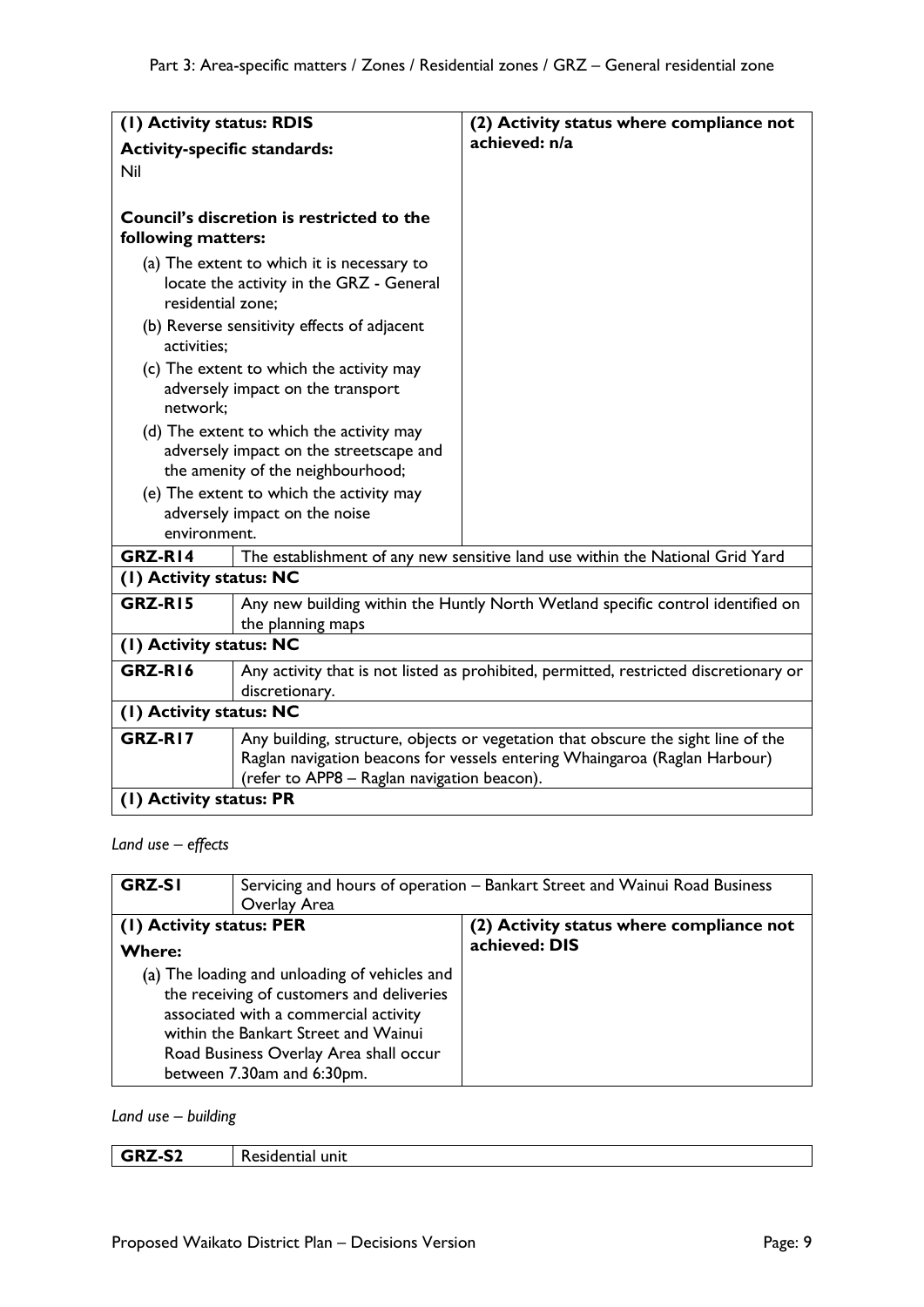| (1) Activity status: RDIS<br>**Activity-specific standards:**<br>Nil<br><br>**Council's discretion is restricted to the following matters:**<br>(a) The extent to which it is necessary to locate the activity in the GRZ - General residential zone;<br>(b) Reverse sensitivity effects of adjacent activities;<br>(c) The extent to which the activity may adversely impact on the transport network;<br>(d) The extent to which the activity may adversely impact on the streetscape and the amenity of the neighbourhood;<br>(e) The extent to which the activity may adversely impact on the noise environment. | **(2) Activity status where compliance not achieved: n/a** |
|---|---|
| **GRZ-R14** | The establishment of any new sensitive land use within the National Grid Yard |
| **(1) Activity status: NC** | |
| **GRZ-R15** | Any new building within the Huntly North Wetland specific control identified on the planning maps |
| **(1) Activity status: NC** | |
| **GRZ-R16** | Any activity that is not listed as prohibited, permitted, restricted discretionary or discretionary. |
| **(1) Activity status: NC** | |
| **GRZ-R17** | Any building, structure, objects or vegetation that obscure the sight line of the Raglan navigation beacons for vessels entering Whaingaroa (Raglan Harbour) (refer to APP8 – Raglan navigation beacon). |
| **(1) Activity status: PR** | |

*Land use – effects*

| **GRZ-S1** | Servicing and hours of operation – Bankart Street and Wainui Road Business Overlay Area |
|---|---|
| **(1) Activity status: PER**<br>**Where:**<br>(a) The loading and unloading of vehicles and the receiving of customers and deliveries associated with a commercial activity within the Bankart Street and Wainui Road Business Overlay Area shall occur between 7.30am and 6:30pm. | **(2) Activity status where compliance not achieved: DIS** |

*Land use – building*

| **GRZ-S2** | Residential unit |
|---|---|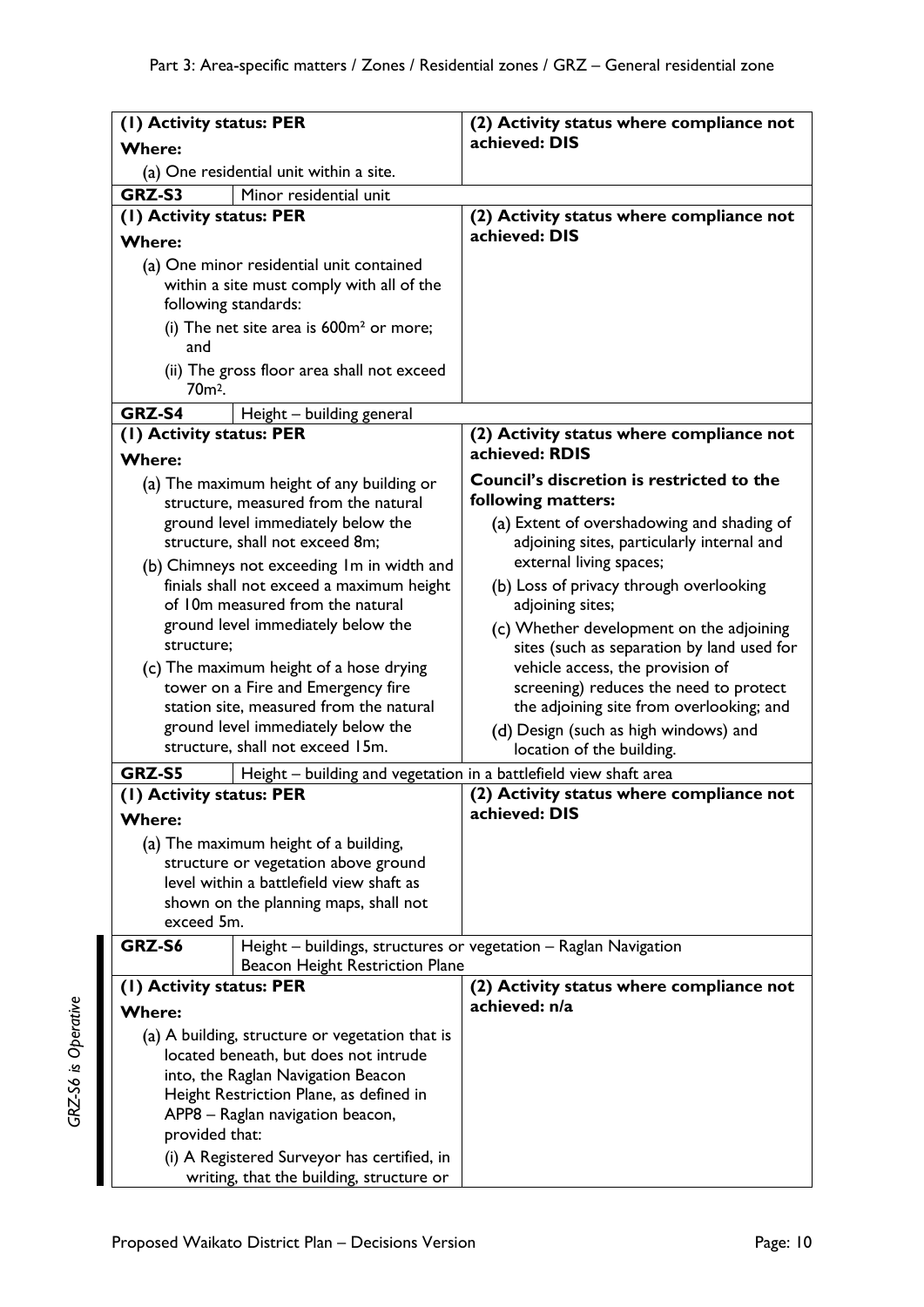| (1) Activity status: PER | (2) Activity status where compliance not achieved: DIS |
|---|---|
| **Where:**<br>(a) One residential unit within a site. | |
| **GRZ-S3** Minor residential unit | |
| **(1) Activity status: PER**<br>**Where:**<br>(a) One minor residential unit contained within a site must comply with all of the following standards:<br>(i) The net site area is $600m^2$ or more; and<br>(ii) The gross floor area shall not exceed $70m^2$. | **(2) Activity status where compliance not achieved: DIS** |
| **GRZ-S4** Height – building general | |
| **(1) Activity status: PER**<br>**Where:**<br>(a) The maximum height of any building or structure, measured from the natural ground level immediately below the structure, shall not exceed 8m;<br>(b) Chimneys not exceeding 1m in width and finials shall not exceed a maximum height of 10m measured from the natural ground level immediately below the structure;<br>(c) The maximum height of a hose drying tower on a Fire and Emergency fire station site, measured from the natural ground level immediately below the structure, shall not exceed 15m. | **(2) Activity status where compliance not achieved: RDIS**<br>**Council's discretion is restricted to the following matters:**<br>(a) Extent of overshadowing and shading of adjoining sites, particularly internal and external living spaces;<br>(b) Loss of privacy through overlooking adjoining sites;<br>(c) Whether development on the adjoining sites (such as separation by land used for vehicle access, the provision of screening) reduces the need to protect the adjoining site from overlooking; and<br>(d) Design (such as high windows) and location of the building. |
| **GRZ-S5** Height – building and vegetation in a battlefield view shaft area | |
| **(1) Activity status: PER**<br>**Where:**<br>(a) The maximum height of a building, structure or vegetation above ground level within a battlefield view shaft as shown on the planning maps, shall not exceed 5m. | **(2) Activity status where compliance not achieved: DIS** |
| **GRZ-S6** Height – buildings, structures or vegetation – Raglan Navigation Beacon Height Restriction Plane | |
| **(1) Activity status: PER**<br>**Where:**<br>(a) A building, structure or vegetation that is located beneath, but does not intrude into, the Raglan Navigation Beacon Height Restriction Plane, as defined in APP8 – Raglan navigation beacon, provided that:<br>(i) A Registered Surveyor has certified, in writing, that the building, structure or | **(2) Activity status where compliance not achieved: n/a** |

*GRZ-S6 is Operative*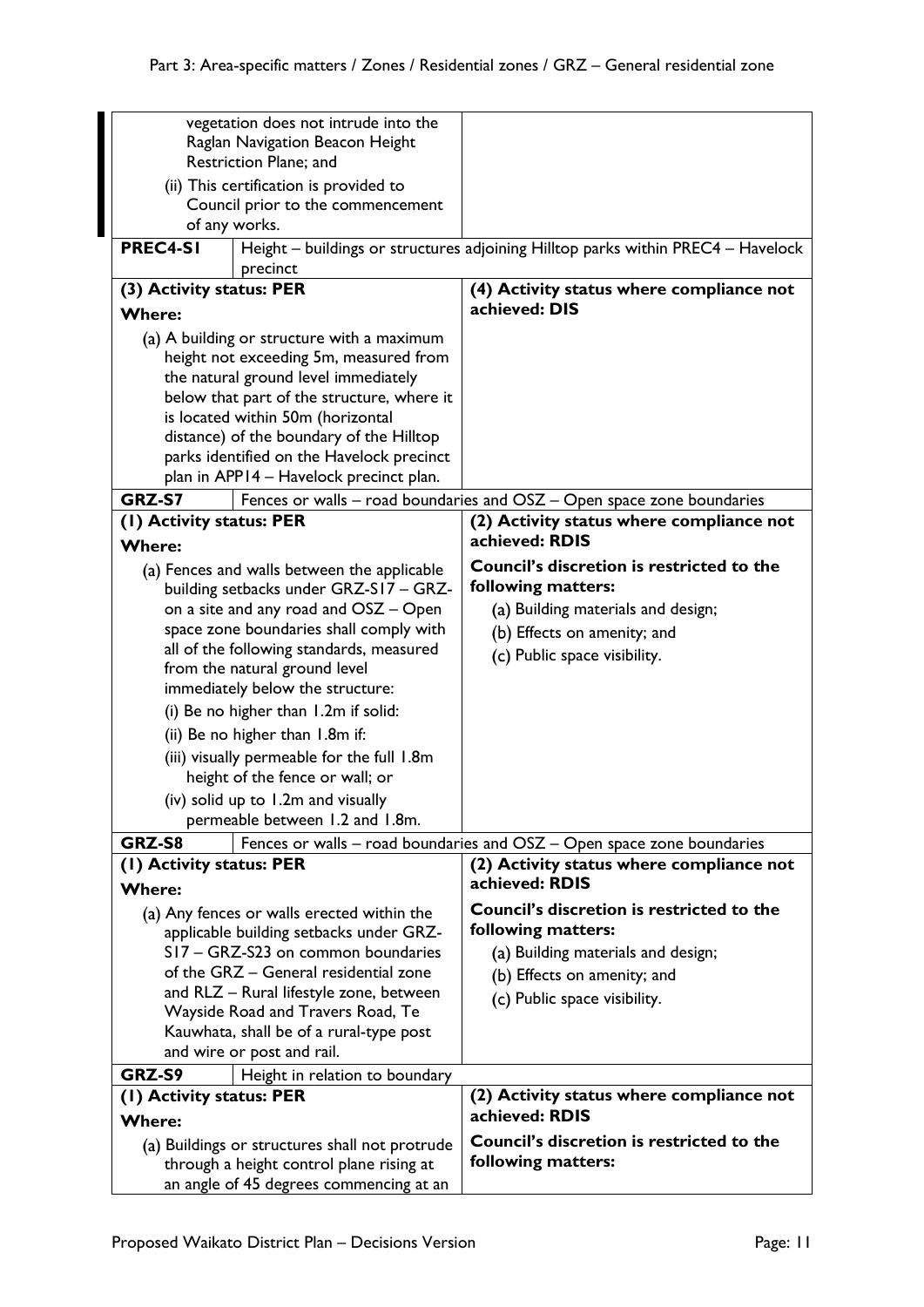| | |
|---|---|
| vegetation does not intrude into the Raglan Navigation Beacon Height Restriction Plane; and<br>(ii) This certification is provided to Council prior to the commencement of any works. | |
| **PREC4-S1** Height – buildings or structures adjoining Hilltop parks within PREC4 – Havelock precinct | |
| **(3) Activity status: PER**<br>**Where:**<br>(a) A building or structure with a maximum height not exceeding 5m, measured from the natural ground level immediately below that part of the structure, where it is located within 50m (horizontal distance) of the boundary of the Hilltop parks identified on the Havelock precinct plan in APP14 – Havelock precinct plan. | **(4) Activity status where compliance not achieved: DIS** |
| **GRZ-S7** Fences or walls – road boundaries and OSZ – Open space zone boundaries | |
| **(1) Activity status: PER**<br>**Where:**<br>(a) Fences and walls between the applicable building setbacks under GRZ-S17 – GRZ- on a site and any road and OSZ – Open space zone boundaries shall comply with all of the following standards, measured from the natural ground level immediately below the structure:<br>(i) Be no higher than 1.2m if solid:<br>(ii) Be no higher than 1.8m if:<br>(iii) visually permeable for the full 1.8m height of the fence or wall; or<br>(iv) solid up to 1.2m and visually permeable between 1.2 and 1.8m. | **(2) Activity status where compliance not achieved: RDIS**<br>**Council's discretion is restricted to the following matters:**<br>(a) Building materials and design;<br>(b) Effects on amenity; and<br>(c) Public space visibility. |
| **GRZ-S8** Fences or walls – road boundaries and OSZ – Open space zone boundaries | |
| **(1) Activity status: PER**<br>**Where:**<br>(a) Any fences or walls erected within the applicable building setbacks under GRZ-S17 – GRZ-S23 on common boundaries of the GRZ – General residential zone and RLZ – Rural lifestyle zone, between Wayside Road and Travers Road, Te Kauwhata, shall be of a rural-type post and wire or post and rail. | **(2) Activity status where compliance not achieved: RDIS**<br>**Council's discretion is restricted to the following matters:**<br>(a) Building materials and design;<br>(b) Effects on amenity; and<br>(c) Public space visibility. |
| **GRZ-S9** Height in relation to boundary | |
| **(1) Activity status: PER**<br>**Where:**<br>(a) Buildings or structures shall not protrude through a height control plane rising at an angle of 45 degrees commencing at an | **(2) Activity status where compliance not achieved: RDIS**<br>**Council's discretion is restricted to the following matters:** |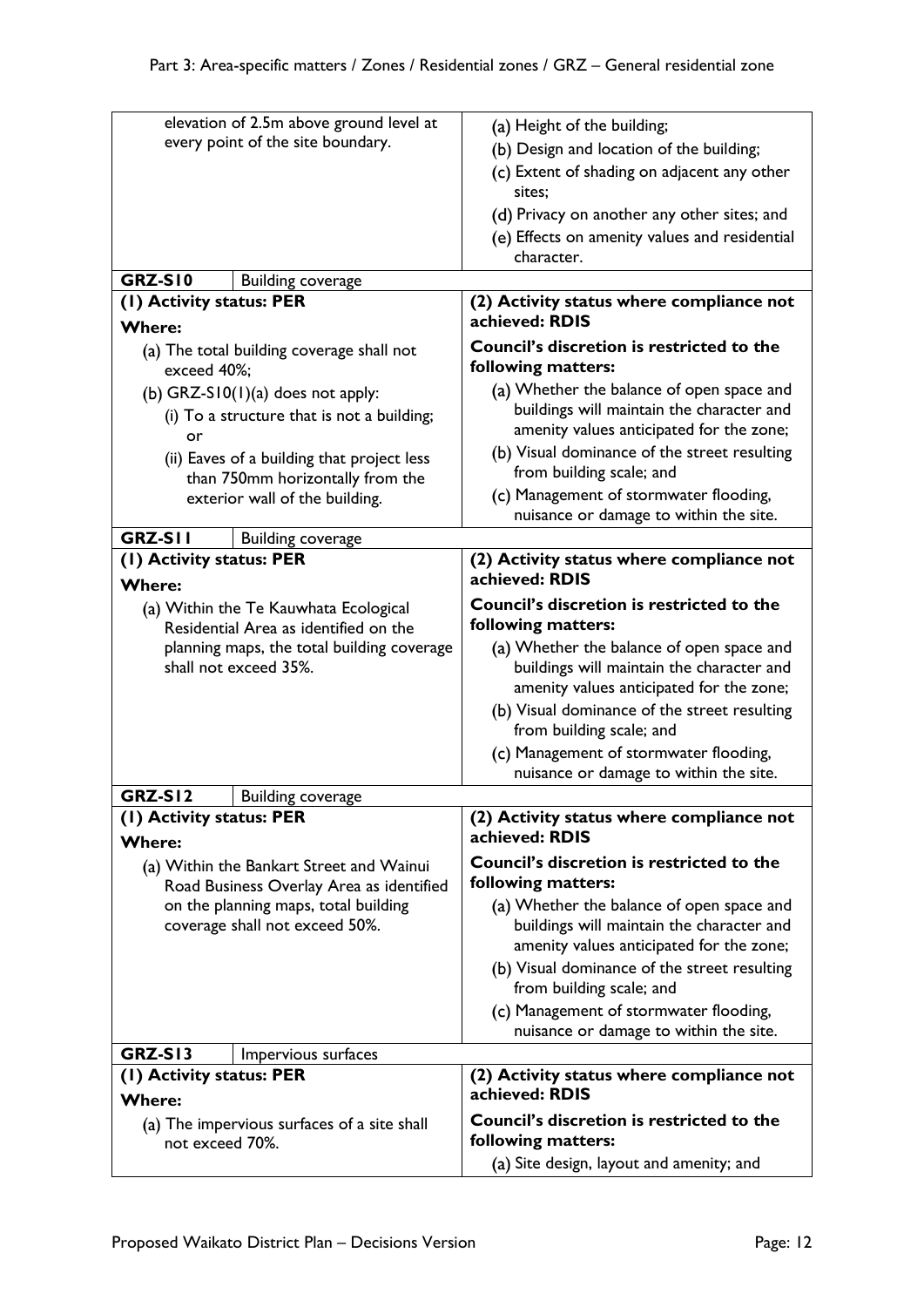| | |
|---|---|
| elevation of 2.5m above ground level at every point of the site boundary. | (a) Height of the building;<br>(b) Design and location of the building;<br>(c) Extent of shading on adjacent any other sites;<br>(d) Privacy on another any other sites; and<br>(e) Effects on amenity values and residential character. |
| **GRZ-S10** Building coverage | |
| **(1) Activity status: PER**<br>**Where:**<br>(a) The total building coverage shall not exceed 40%;<br>(b) GRZ-S10(1)(a) does not apply:<br>(i) To a structure that is not a building; or<br>(ii) Eaves of a building that project less than 750mm horizontally from the exterior wall of the building. | **(2) Activity status where compliance not achieved: RDIS**<br>**Council's discretion is restricted to the following matters:**<br>(a) Whether the balance of open space and buildings will maintain the character and amenity values anticipated for the zone;<br>(b) Visual dominance of the street resulting from building scale; and<br>(c) Management of stormwater flooding, nuisance or damage to within the site. |
| **GRZ-S11** Building coverage | |
| **(1) Activity status: PER**<br>**Where:**<br>(a) Within the Te Kauwhata Ecological Residential Area as identified on the planning maps, the total building coverage shall not exceed 35%. | **(2) Activity status where compliance not achieved: RDIS**<br>**Council's discretion is restricted to the following matters:**<br>(a) Whether the balance of open space and buildings will maintain the character and amenity values anticipated for the zone;<br>(b) Visual dominance of the street resulting from building scale; and<br>(c) Management of stormwater flooding, nuisance or damage to within the site. |
| **GRZ-S12** Building coverage | |
| **(1) Activity status: PER**<br>**Where:**<br>(a) Within the Bankart Street and Wainui Road Business Overlay Area as identified on the planning maps, total building coverage shall not exceed 50%. | **(2) Activity status where compliance not achieved: RDIS**<br>**Council's discretion is restricted to the following matters:**<br>(a) Whether the balance of open space and buildings will maintain the character and amenity values anticipated for the zone;<br>(b) Visual dominance of the street resulting from building scale; and<br>(c) Management of stormwater flooding, nuisance or damage to within the site. |
| **GRZ-S13** Impervious surfaces | |
| **(1) Activity status: PER**<br>**Where:**<br>(a) The impervious surfaces of a site shall not exceed 70%. | **(2) Activity status where compliance not achieved: RDIS**<br>**Council's discretion is restricted to the following matters:**<br>(a) Site design, layout and amenity; and |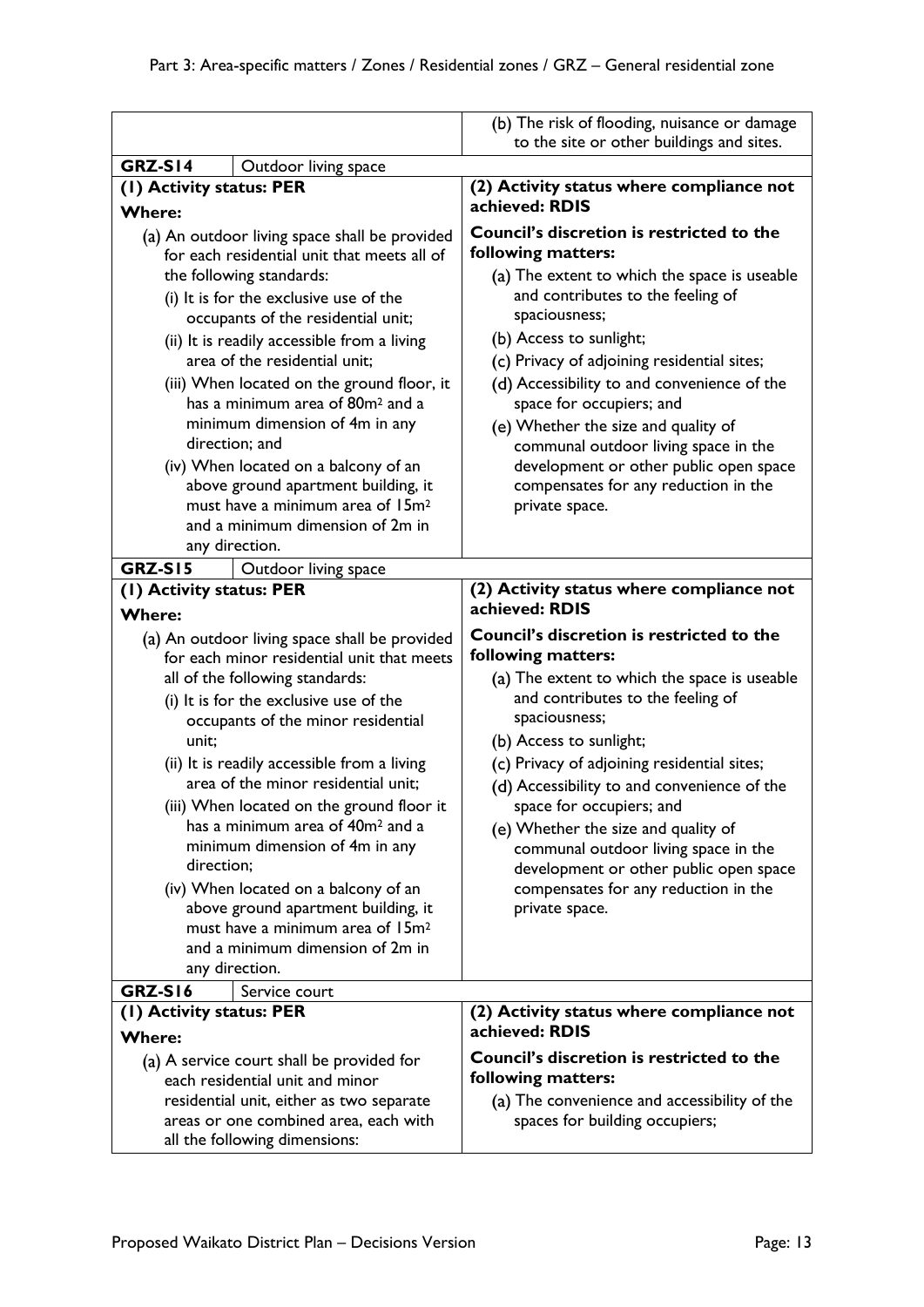| | |
|---|---|
| | (b) The risk of flooding, nuisance or damage to the site or other buildings and sites. |
| **GRZ-S14** Outdoor living space | |
| **(1) Activity status: PER**<br>**Where:**<br>(a) An outdoor living space shall be provided for each residential unit that meets all of the following standards:<br>(i) It is for the exclusive use of the occupants of the residential unit;<br>(ii) It is readily accessible from a living area of the residential unit;<br>(iii) When located on the ground floor, it has a minimum area of $80m^2$ and a minimum dimension of 4m in any direction; and<br>(iv) When located on a balcony of an above ground apartment building, it must have a minimum area of $15m^2$ and a minimum dimension of 2m in any direction. | **(2) Activity status where compliance not achieved: RDIS**<br>**Council's discretion is restricted to the following matters:**<br>(a) The extent to which the space is useable and contributes to the feeling of spaciousness;<br>(b) Access to sunlight;<br>(c) Privacy of adjoining residential sites;<br>(d) Accessibility to and convenience of the space for occupiers; and<br>(e) Whether the size and quality of communal outdoor living space in the development or other public open space compensates for any reduction in the private space. |
| **GRZ-S15** Outdoor living space | |
| **(1) Activity status: PER**<br>**Where:**<br>(a) An outdoor living space shall be provided for each minor residential unit that meets all of the following standards:<br>(i) It is for the exclusive use of the occupants of the minor residential unit;<br>(ii) It is readily accessible from a living area of the minor residential unit;<br>(iii) When located on the ground floor it has a minimum area of $40m^2$ and a minimum dimension of 4m in any direction;<br>(iv) When located on a balcony of an above ground apartment building, it must have a minimum area of $15m^2$ and a minimum dimension of 2m in any direction. | **(2) Activity status where compliance not achieved: RDIS**<br>**Council's discretion is restricted to the following matters:**<br>(a) The extent to which the space is useable and contributes to the feeling of spaciousness;<br>(b) Access to sunlight;<br>(c) Privacy of adjoining residential sites;<br>(d) Accessibility to and convenience of the space for occupiers; and<br>(e) Whether the size and quality of communal outdoor living space in the development or other public open space compensates for any reduction in the private space. |
| **GRZ-S16** Service court | |
| **(1) Activity status: PER**<br>**Where:**<br>(a) A service court shall be provided for each residential unit and minor residential unit, either as two separate areas or one combined area, each with all the following dimensions: | **(2) Activity status where compliance not achieved: RDIS**<br>**Council's discretion is restricted to the following matters:**<br>(a) The convenience and accessibility of the spaces for building occupiers; |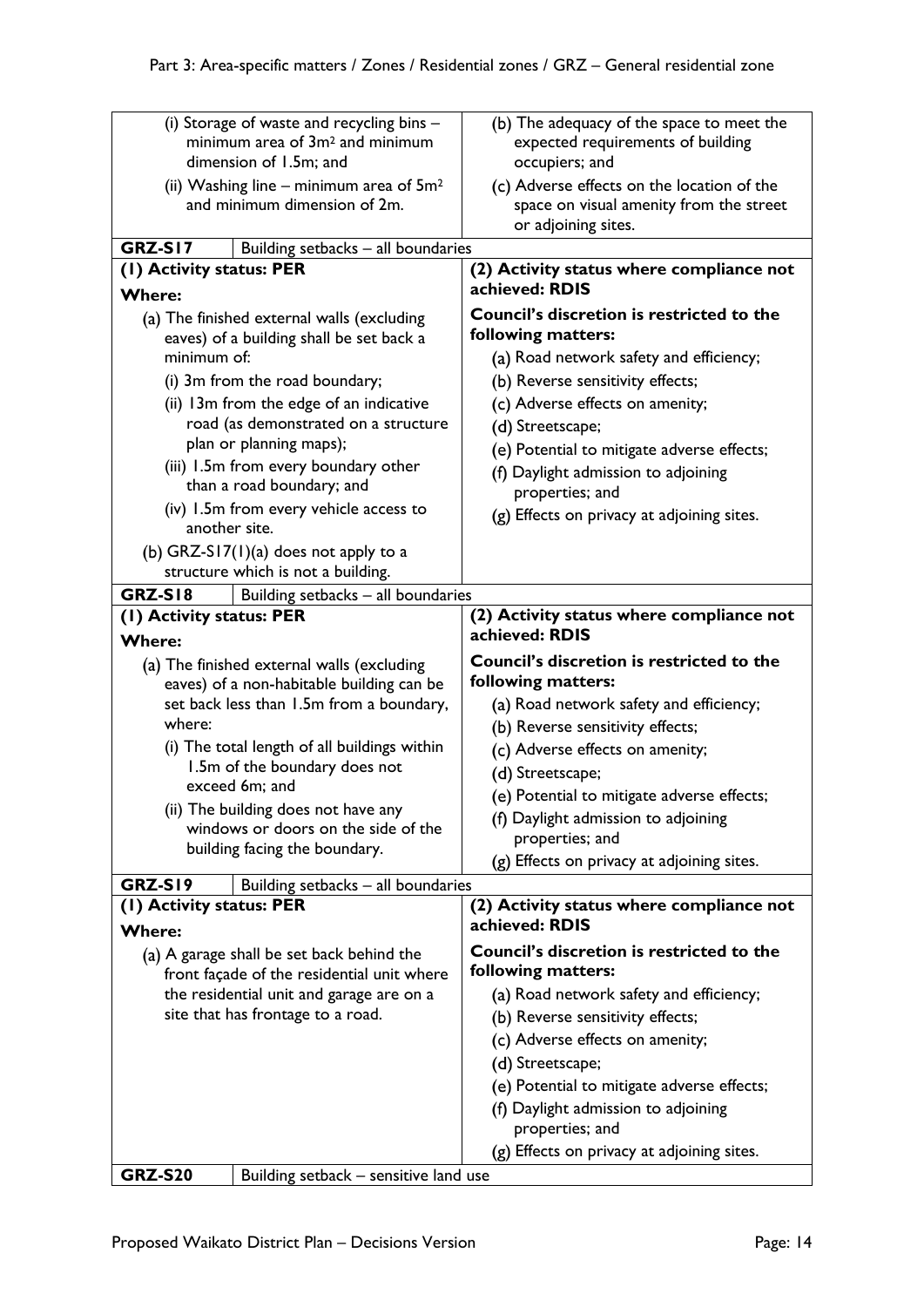| | |
|---|---|
| (i) Storage of waste and recycling bins – minimum area of 3m² and minimum dimension of 1.5m; and<br>(ii) Washing line – minimum area of 5m² and minimum dimension of 2m. | (b) The adequacy of the space to meet the expected requirements of building occupiers; and<br>(c) Adverse effects on the location of the space on visual amenity from the street or adjoining sites. |
| **GRZ-S17** Building setbacks – all boundaries | |
| **(1) Activity status: PER**<br>**Where:**<br>(a) The finished external walls (excluding eaves) of a building shall be set back a minimum of:<br>(i) 3m from the road boundary;<br>(ii) 13m from the edge of an indicative road (as demonstrated on a structure plan or planning maps);<br>(iii) 1.5m from every boundary other than a road boundary; and<br>(iv) 1.5m from every vehicle access to another site.<br>(b) GRZ-S17(1)(a) does not apply to a structure which is not a building. | **(2) Activity status where compliance not achieved: RDIS**<br>**Council's discretion is restricted to the following matters:**<br>(a) Road network safety and efficiency;<br>(b) Reverse sensitivity effects;<br>(c) Adverse effects on amenity;<br>(d) Streetscape;<br>(e) Potential to mitigate adverse effects;<br>(f) Daylight admission to adjoining properties; and<br>(g) Effects on privacy at adjoining sites. |
| **GRZ-S18** Building setbacks – all boundaries | |
| **(1) Activity status: PER**<br>**Where:**<br>(a) The finished external walls (excluding eaves) of a non-habitable building can be set back less than 1.5m from a boundary, where:<br>(i) The total length of all buildings within 1.5m of the boundary does not exceed 6m; and<br>(ii) The building does not have any windows or doors on the side of the building facing the boundary. | **(2) Activity status where compliance not achieved: RDIS**<br>**Council's discretion is restricted to the following matters:**<br>(a) Road network safety and efficiency;<br>(b) Reverse sensitivity effects;<br>(c) Adverse effects on amenity;<br>(d) Streetscape;<br>(e) Potential to mitigate adverse effects;<br>(f) Daylight admission to adjoining properties; and<br>(g) Effects on privacy at adjoining sites. |
| **GRZ-S19** Building setbacks – all boundaries | |
| **(1) Activity status: PER**<br>**Where:**<br>(a) A garage shall be set back behind the front façade of the residential unit where the residential unit and garage are on a site that has frontage to a road. | **(2) Activity status where compliance not achieved: RDIS**<br>**Council's discretion is restricted to the following matters:**<br>(a) Road network safety and efficiency;<br>(b) Reverse sensitivity effects;<br>(c) Adverse effects on amenity;<br>(d) Streetscape;<br>(e) Potential to mitigate adverse effects;<br>(f) Daylight admission to adjoining properties; and<br>(g) Effects on privacy at adjoining sites. |
| **GRZ-S20** Building setback – sensitive land use | |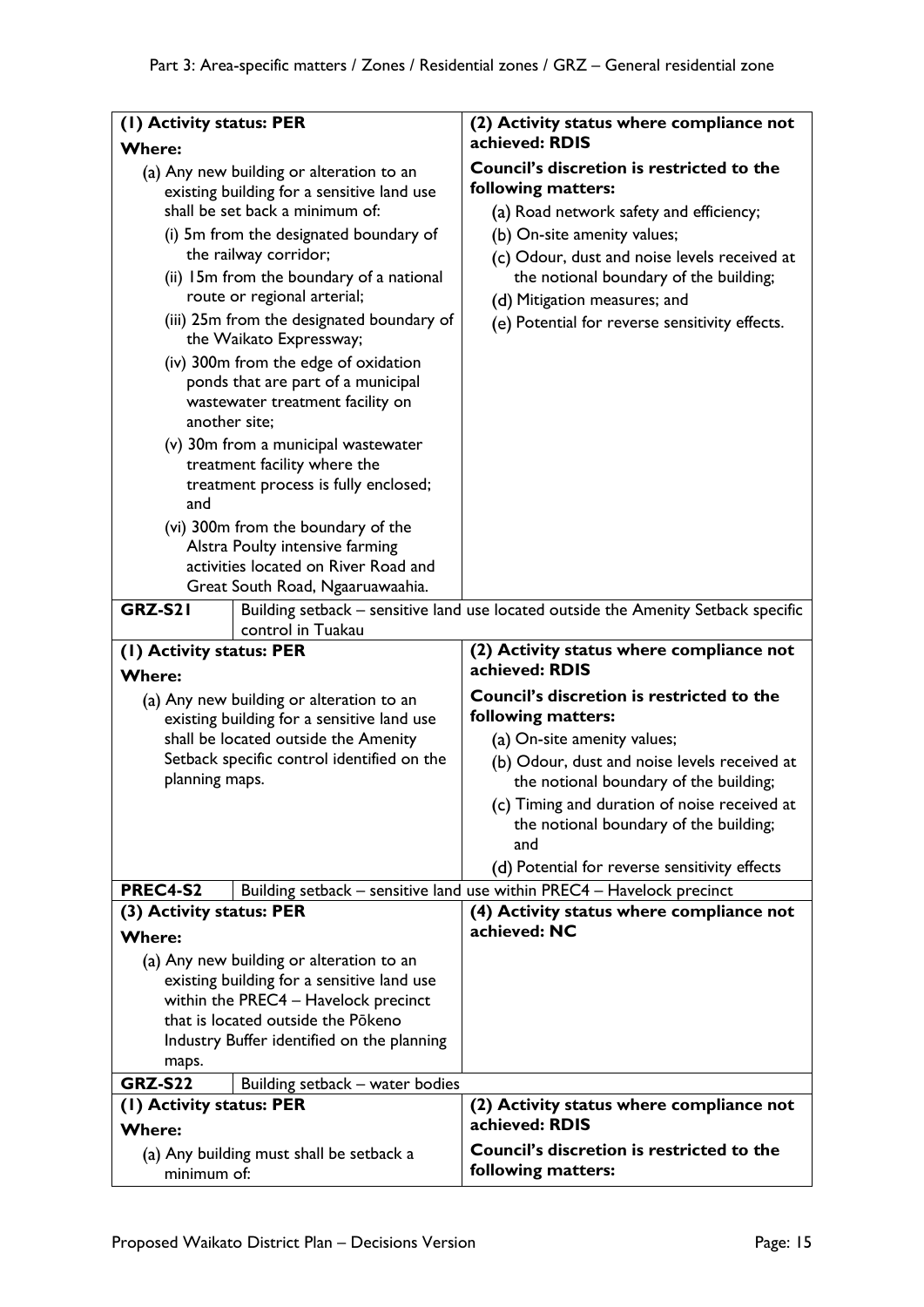| (1) Activity status: PER | (2) Activity status where compliance not achieved: RDIS |
|---|---|
| **Where:**<br>(a) Any new building or alteration to an existing building for a sensitive land use shall be set back a minimum of:<br>(i) 5m from the designated boundary of the railway corridor;<br>(ii) 15m from the boundary of a national route or regional arterial;<br>(iii) 25m from the designated boundary of the Waikato Expressway;<br>(iv) 300m from the edge of oxidation ponds that are part of a municipal wastewater treatment facility on another site;<br>(v) 30m from a municipal wastewater treatment facility where the treatment process is fully enclosed; and<br>(vi) 300m from the boundary of the Alstra Poulty intensive farming activities located on River Road and Great South Road, Ngaaruawaahia. | **Council's discretion is restricted to the following matters:**<br>(a) Road network safety and efficiency;<br>(b) On-site amenity values;<br>(c) Odour, dust and noise levels received at the notional boundary of the building;<br>(d) Mitigation measures; and<br>(e) Potential for reverse sensitivity effects. |

| GRZ-S21 | Building setback – sensitive land use located outside the Amenity Setback specific control in Tuakau |
|---|---|
| **(1) Activity status: PER**<br>**Where:**<br>(a) Any new building or alteration to an existing building for a sensitive land use shall be located outside the Amenity Setback specific control identified on the planning maps. | **(2) Activity status where compliance not achieved: RDIS**<br>**Council's discretion is restricted to the following matters:**<br>(a) On-site amenity values;<br>(b) Odour, dust and noise levels received at the notional boundary of the building;<br>(c) Timing and duration of noise received at the notional boundary of the building; and<br>(d) Potential for reverse sensitivity effects |

| PREC4-S2 | Building setback – sensitive land use within PREC4 – Havelock precinct |
|---|---|
| **(3) Activity status: PER**<br>**Where:**<br>(a) Any new building or alteration to an existing building for a sensitive land use within the PREC4 – Havelock precinct that is located outside the Pōkeno Industry Buffer identified on the planning maps. | **(4) Activity status where compliance not achieved: NC** |

| GRZ-S22 | Building setback – water bodies |
|---|---|
| **(1) Activity status: PER**<br>**Where:**<br>(a) Any building must shall be setback a minimum of: | **(2) Activity status where compliance not achieved: RDIS**<br>**Council's discretion is restricted to the following matters:** |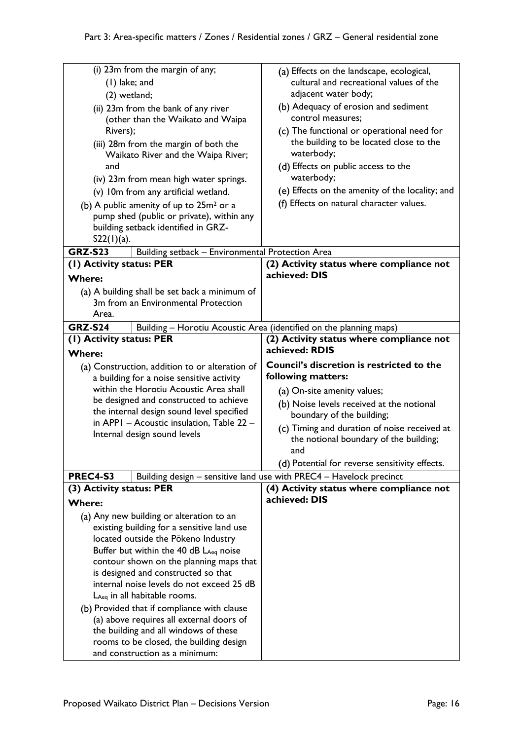| | |
|---|---|
| (i) 23m from the margin of any;<br>(1) lake; and<br>(2) wetland;<br>(ii) 23m from the bank of any river (other than the Waikato and Waipa Rivers);<br>(iii) 28m from the margin of both the Waikato River and the Waipa River; and<br>(iv) 23m from mean high water springs.<br>(v) 10m from any artificial wetland.<br>(b) A public amenity of up to 25m² or a pump shed (public or private), within any building setback identified in GRZ-S22(1)(a). | (a) Effects on the landscape, ecological, cultural and recreational values of the adjacent water body;<br>(b) Adequacy of erosion and sediment control measures;<br>(c) The functional or operational need for the building to be located close to the waterbody;<br>(d) Effects on public access to the waterbody;<br>(e) Effects on the amenity of the locality; and<br>(f) Effects on natural character values. |
| **GRZ-S23** Building setback – Environmental Protection Area | |
| **(1) Activity status: PER**<br>**Where:**<br>(a) A building shall be set back a minimum of 3m from an Environmental Protection Area. | **(2) Activity status where compliance not achieved: DIS** |
| **GRZ-S24** Building – Horotiu Acoustic Area (identified on the planning maps) | |
| **(1) Activity status: PER**<br>**Where:**<br>(a) Construction, addition to or alteration of a building for a noise sensitive activity within the Horotiu Acoustic Area shall be designed and constructed to achieve the internal design sound level specified in APP1 – Acoustic insulation, Table 22 – Internal design sound levels | **(2) Activity status where compliance not achieved: RDIS**<br>**Council's discretion is restricted to the following matters:**<br>(a) On-site amenity values;<br>(b) Noise levels received at the notional boundary of the building;<br>(c) Timing and duration of noise received at the notional boundary of the building; and<br>(d) Potential for reverse sensitivity effects. |
| **PREC4-S3** Building design – sensitive land use with PREC4 – Havelock precinct | |
| **(3) Activity status: PER**<br>**Where:**<br>(a) Any new building or alteration to an existing building for a sensitive land use located outside the Pōkeno Industry Buffer but within the 40 dB $L_{Aeq}$ noise contour shown on the planning maps that is designed and constructed so that internal noise levels do not exceed 25 dB $L_{Aeq}$ in all habitable rooms.<br>(b) Provided that if compliance with clause (a) above requires all external doors of the building and all windows of these rooms to be closed, the building design and construction as a minimum: | **(4) Activity status where compliance not achieved: DIS** |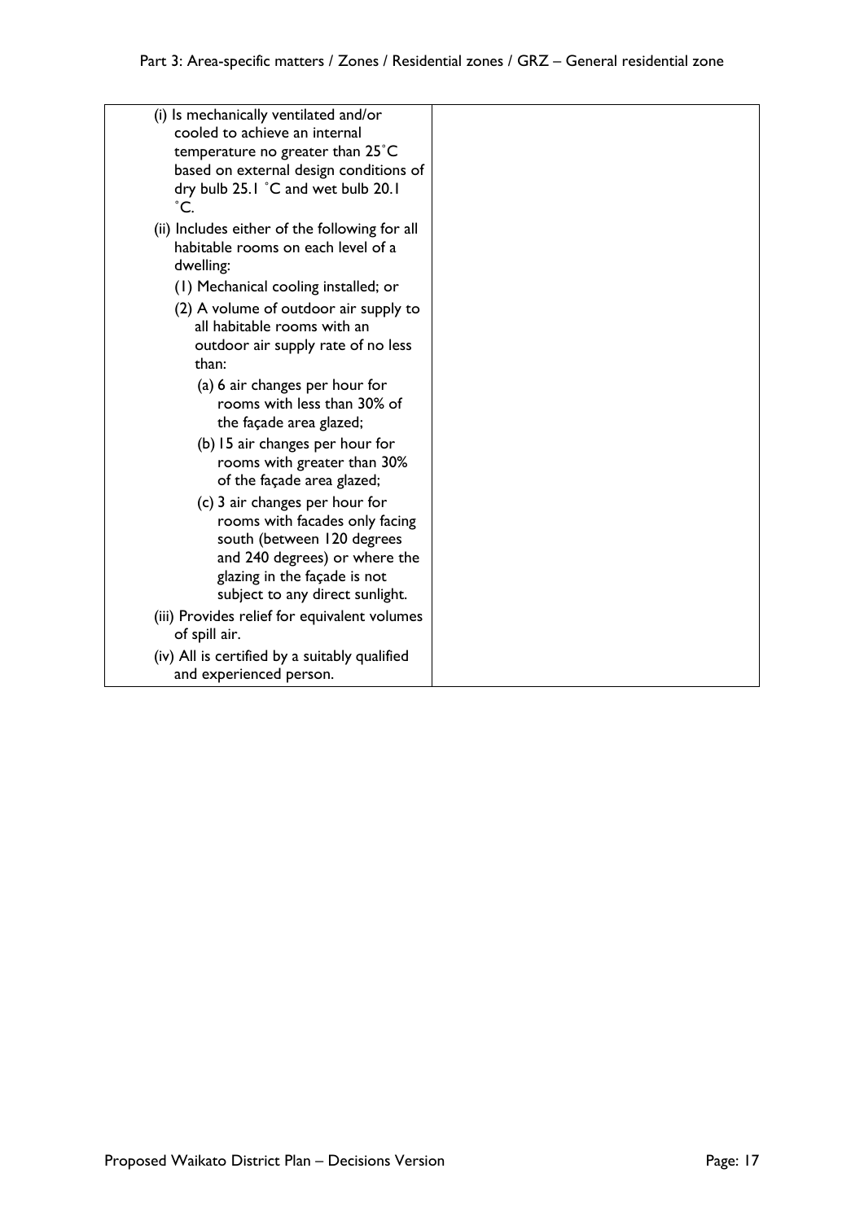| | |
|---|---|
| (i) Is mechanically ventilated and/or cooled to achieve an internal temperature no greater than 25˚C based on external design conditions of dry bulb 25.1 ˚C and wet bulb 20.1 ˚C.<br>(ii) Includes either of the following for all habitable rooms on each level of a dwelling:<br>(1) Mechanical cooling installed; or<br>(2) A volume of outdoor air supply to all habitable rooms with an outdoor air supply rate of no less than:<br>(a) 6 air changes per hour for rooms with less than 30% of the façade area glazed;<br>(b) 15 air changes per hour for rooms with greater than 30% of the façade area glazed;<br>(c) 3 air changes per hour for rooms with facades only facing south (between 120 degrees and 240 degrees) or where the glazing in the façade is not subject to any direct sunlight.<br>(iii) Provides relief for equivalent volumes of spill air.<br>(iv) All is certified by a suitably qualified and experienced person. | |